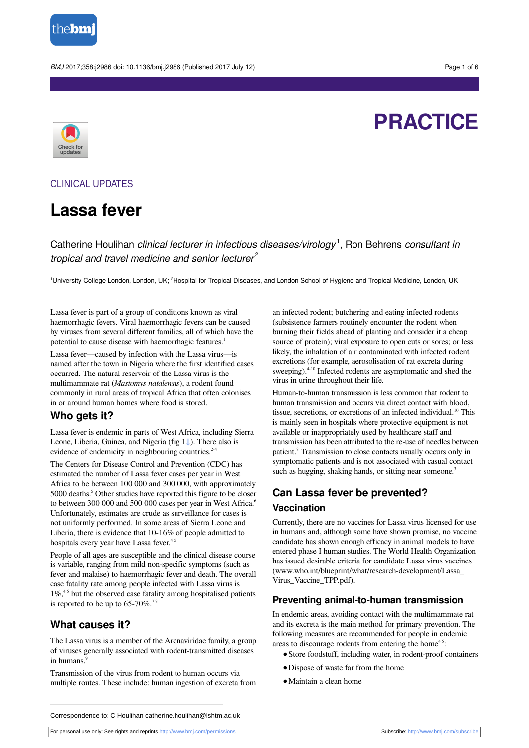PRACTICE

CLINICAL UPDATES

# Lassa fever

Catherine Houlihan *clinical lecturer in infectious diseases/virology*[1], Ron Behrens *consultant in tropical and travel medicine and senior lecturer*[2]

[1]University College London, London, UK; [2]Hospital for Tropical Diseases, and London School of Hygiene and Tropical Medicine, London, UK

Lassa fever is part of a group of conditions known as viral haemorrhagic fevers. Viral haemorrhagic fevers can be caused by viruses from several different families, all of which have the potential to cause disease with haemorrhagic features.[1]

Lassa fever—caused by infection with the Lassa virus—is named after the town in Nigeria where the first identified cases occurred. The natural reservoir of the Lassa virus is the multimammate rat (*Mastomys natalensis*), a rodent found commonly in rural areas of tropical Africa that often colonises in or around human homes where food is stored.

## Who gets it?

Lassa fever is endemic in parts of West Africa, including Sierra Leone, Liberia, Guinea, and Nigeria (fig 1). There also is evidence of endemicity in neighbouring countries.[2-4]

The Centers for Disease Control and Prevention (CDC) has estimated the number of Lassa fever cases per year in West Africa to be between 100 000 and 300 000, with approximately 5000 deaths.[5] Other studies have reported this figure to be closer to between 300 000 and 500 000 cases per year in West Africa.[6] Unfortunately, estimates are crude as surveillance for cases is not uniformly performed. In some areas of Sierra Leone and Liberia, there is evidence that 10-16% of people admitted to hospitals every year have Lassa fever.[4,5]

People of all ages are susceptible and the clinical disease course is variable, ranging from mild non-specific symptoms (such as fever and malaise) to haemorrhagic fever and death. The overall case fatality rate among people infected with Lassa virus is 1%,[4,5] but the observed case fatality among hospitalised patients is reported to be up to 65-70%.[7,8]

## What causes it?

The Lassa virus is a member of the Arenaviridae family, a group of viruses generally associated with rodent-transmitted diseases in humans.[9]

Transmission of the virus from rodent to human occurs via multiple routes. These include: human ingestion of excreta from an infected rodent; butchering and eating infected rodents (subsistence farmers routinely encounter the rodent when burning their fields ahead of planting and consider it a cheap source of protein); viral exposure to open cuts or sores; or less likely, the inhalation of air contaminated with infected rodent excretions (for example, aerosolisation of rat excreta during sweeping).[4-10] Infected rodents are asymptomatic and shed the virus in urine throughout their life.

Human-to-human transmission is less common that rodent to human transmission and occurs via direct contact with blood, tissue, secretions, or excretions of an infected individual.[10] This is mainly seen in hospitals where protective equipment is not available or inappropriately used by healthcare staff and transmission has been attributed to the re-use of needles between patient.[8] Transmission to close contacts usually occurs only in symptomatic patients and is not associated with casual contact such as hugging, shaking hands, or sitting near someone.[3]

## Can Lassa fever be prevented?

### Vaccination

Currently, there are no vaccines for Lassa virus licensed for use in humans and, although some have shown promise, no vaccine candidate has shown enough efficacy in animal models to have entered phase I human studies. The World Health Organization has issued desirable criteria for candidate Lassa virus vaccines (www.who.int/blueprint/what/research-development/Lassa_Virus_Vaccine_TPP.pdf).

### Preventing animal-to-human transmission

In endemic areas, avoiding contact with the multimammate rat and its excreta is the main method for primary prevention. The following measures are recommended for people in endemic areas to discourage rodents from entering the home[4,5]:

- Store foodstuff, including water, in rodent-proof containers
- Dispose of waste far from the home
- Maintain a clean home

Correspondence to: C Houlihan catherine.houlihan@lshtm.ac.uk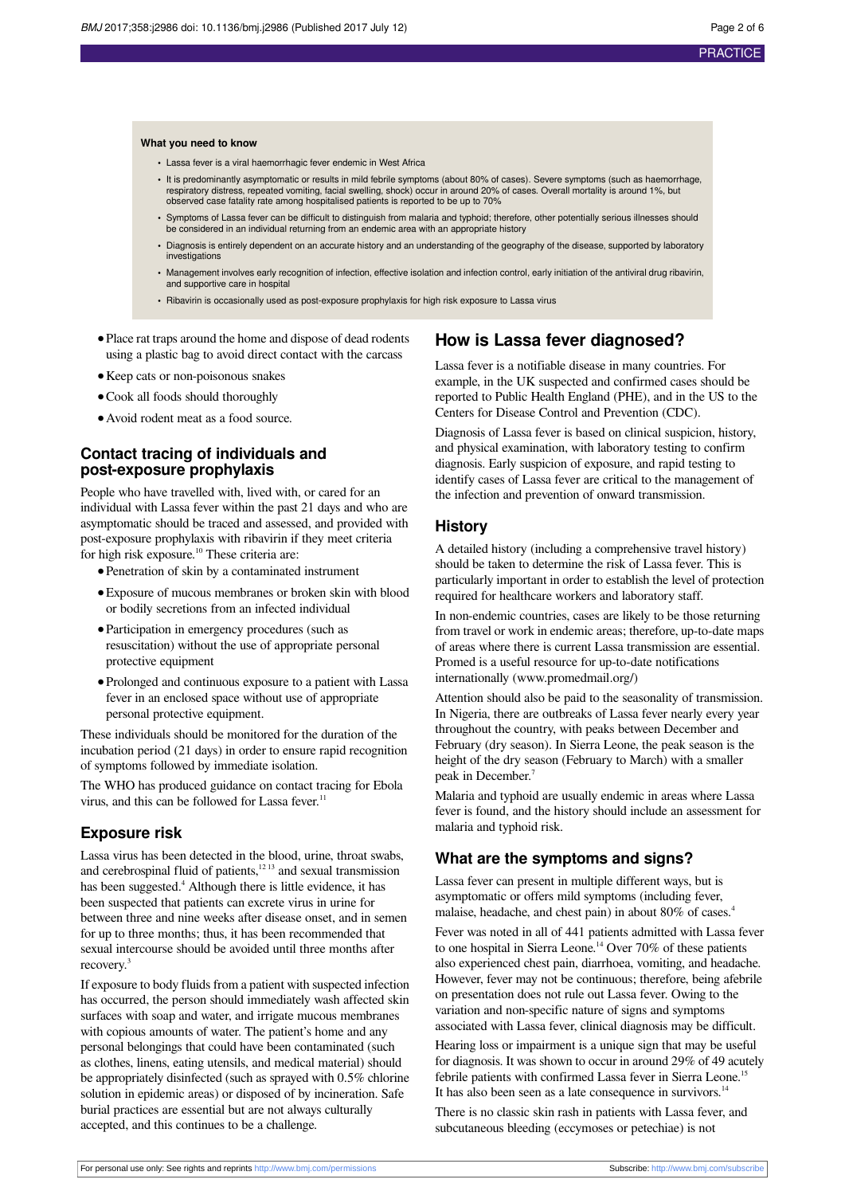**What you need to know**

- Lassa fever is a viral haemorrhagic fever endemic in West Africa
- It is predominantly asymptomatic or results in mild febrile symptoms (about 80% of cases). Severe symptoms (such as haemorrhage, respiratory distress, repeated vomiting, facial swelling, shock) occur in around 20% of cases. Overall mortality is around 1%, but observed case fatality rate among hospitalised patients is reported to be up to 70%
- Symptoms of Lassa fever can be difficult to distinguish from malaria and typhoid; therefore, other potentially serious illnesses should be considered in an individual returning from an endemic area with an appropriate history
- Diagnosis is entirely dependent on an accurate history and an understanding of the geography of the disease, supported by laboratory investigations
- Management involves early recognition of infection, effective isolation and infection control, early initiation of the antiviral drug ribavirin, and supportive care in hospital
- Ribavirin is occasionally used as post-exposure prophylaxis for high risk exposure to Lassa virus

- Place rat traps around the home and dispose of dead rodents using a plastic bag to avoid direct contact with the carcass
- Keep cats or non-poisonous snakes
- Cook all foods should thoroughly
- Avoid rodent meat as a food source.

## Contact tracing of individuals and post-exposure prophylaxis

People who have travelled with, lived with, or cared for an individual with Lassa fever within the past 21 days and who are asymptomatic should be traced and assessed, and provided with post-exposure prophylaxis with ribavirin if they meet criteria for high risk exposure.[10] These criteria are:

- Penetration of skin by a contaminated instrument
- Exposure of mucous membranes or broken skin with blood or bodily secretions from an infected individual
- Participation in emergency procedures (such as resuscitation) without the use of appropriate personal protective equipment
- Prolonged and continuous exposure to a patient with Lassa fever in an enclosed space without use of appropriate personal protective equipment.

These individuals should be monitored for the duration of the incubation period (21 days) in order to ensure rapid recognition of symptoms followed by immediate isolation.

The WHO has produced guidance on contact tracing for Ebola virus, and this can be followed for Lassa fever.[11]

## Exposure risk

Lassa virus has been detected in the blood, urine, throat swabs, and cerebrospinal fluid of patients,[12,13] and sexual transmission has been suggested.[4] Although there is little evidence, it has been suspected that patients can excrete virus in urine for between three and nine weeks after disease onset, and in semen for up to three months; thus, it has been recommended that sexual intercourse should be avoided until three months after recovery.[3]

If exposure to body fluids from a patient with suspected infection has occurred, the person should immediately wash affected skin surfaces with soap and water, and irrigate mucous membranes with copious amounts of water. The patient's home and any personal belongings that could have been contaminated (such as clothes, linens, eating utensils, and medical material) should be appropriately disinfected (such as sprayed with 0.5% chlorine solution in epidemic areas) or disposed of by incineration. Safe burial practices are essential but are not always culturally accepted, and this continues to be a challenge.

## How is Lassa fever diagnosed?

Lassa fever is a notifiable disease in many countries. For example, in the UK suspected and confirmed cases should be reported to Public Health England (PHE), and in the US to the Centers for Disease Control and Prevention (CDC).

Diagnosis of Lassa fever is based on clinical suspicion, history, and physical examination, with laboratory testing to confirm diagnosis. Early suspicion of exposure, and rapid testing to identify cases of Lassa fever are critical to the management of the infection and prevention of onward transmission.

### History

A detailed history (including a comprehensive travel history) should be taken to determine the risk of Lassa fever. This is particularly important in order to establish the level of protection required for healthcare workers and laboratory staff.

In non-endemic countries, cases are likely to be those returning from travel or work in endemic areas; therefore, up-to-date maps of areas where there is current Lassa transmission are essential. Promed is a useful resource for up-to-date notifications internationally (www.promedmail.org/)

Attention should also be paid to the seasonality of transmission. In Nigeria, there are outbreaks of Lassa fever nearly every year throughout the country, with peaks between December and February (dry season). In Sierra Leone, the peak season is the height of the dry season (February to March) with a smaller peak in December.[7]

Malaria and typhoid are usually endemic in areas where Lassa fever is found, and the history should include an assessment for malaria and typhoid risk.

## What are the symptoms and signs?

Lassa fever can present in multiple different ways, but is asymptomatic or offers mild symptoms (including fever, malaise, headache, and chest pain) in about 80% of cases.[4]

Fever was noted in all of 441 patients admitted with Lassa fever to one hospital in Sierra Leone.[14] Over 70% of these patients also experienced chest pain, diarrhoea, vomiting, and headache. However, fever may not be continuous; therefore, being afebrile on presentation does not rule out Lassa fever. Owing to the variation and non-specific nature of signs and symptoms associated with Lassa fever, clinical diagnosis may be difficult.

Hearing loss or impairment is a unique sign that may be useful for diagnosis. It was shown to occur in around 29% of 49 acutely febrile patients with confirmed Lassa fever in Sierra Leone.[15] It has also been seen as a late consequence in survivors.[14]

There is no classic skin rash in patients with Lassa fever, and subcutaneous bleeding (eccymoses or petechiae) is not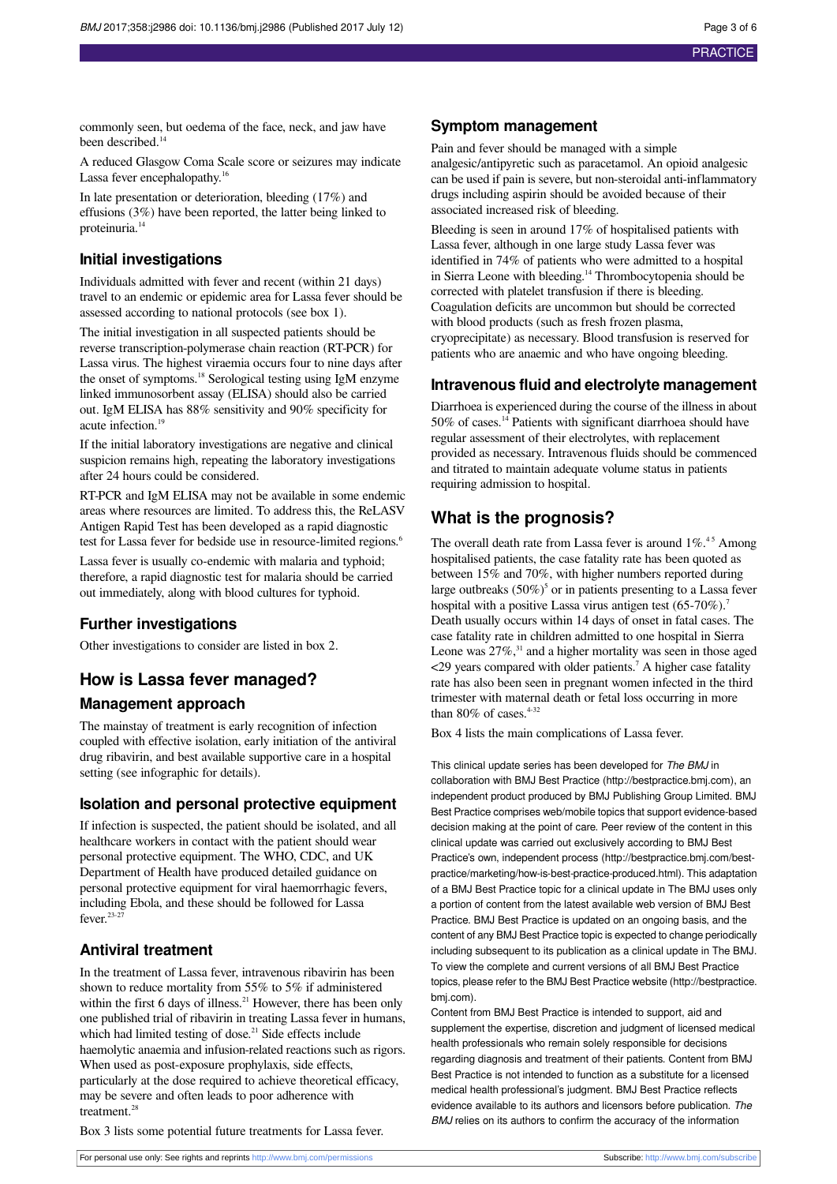commonly seen, but oedema of the face, neck, and jaw have been described.[14]

A reduced Glasgow Coma Scale score or seizures may indicate Lassa fever encephalopathy.[16]

In late presentation or deterioration, bleeding (17%) and effusions (3%) have been reported, the latter being linked to proteinuria.[14]

### Initial investigations

Individuals admitted with fever and recent (within 21 days) travel to an endemic or epidemic area for Lassa fever should be assessed according to national protocols (see box 1).

The initial investigation in all suspected patients should be reverse transcription-polymerase chain reaction (RT-PCR) for Lassa virus. The highest viraemia occurs four to nine days after the onset of symptoms.[18] Serological testing using IgM enzyme linked immunosorbent assay (ELISA) should also be carried out. IgM ELISA has 88% sensitivity and 90% specificity for acute infection.[19]

If the initial laboratory investigations are negative and clinical suspicion remains high, repeating the laboratory investigations after 24 hours could be considered.

RT-PCR and IgM ELISA may not be available in some endemic areas where resources are limited. To address this, the ReLASV Antigen Rapid Test has been developed as a rapid diagnostic test for Lassa fever for bedside use in resource-limited regions.[6]

Lassa fever is usually co-endemic with malaria and typhoid; therefore, a rapid diagnostic test for malaria should be carried out immediately, along with blood cultures for typhoid.

### Further investigations

Other investigations to consider are listed in box 2.

## How is Lassa fever managed?

### Management approach

The mainstay of treatment is early recognition of infection coupled with effective isolation, early initiation of the antiviral drug ribavirin, and best available supportive care in a hospital setting (see infographic for details).

### Isolation and personal protective equipment

If infection is suspected, the patient should be isolated, and all healthcare workers in contact with the patient should wear personal protective equipment. The WHO, CDC, and UK Department of Health have produced detailed guidance on personal protective equipment for viral haemorrhagic fevers, including Ebola, and these should be followed for Lassa fever.[23-27]

### Antiviral treatment

In the treatment of Lassa fever, intravenous ribavirin has been shown to reduce mortality from 55% to 5% if administered within the first 6 days of illness.[21] However, there has been only one published trial of ribavirin in treating Lassa fever in humans, which had limited testing of dose.[21] Side effects include haemolytic anaemia and infusion-related reactions such as rigors. When used as post-exposure prophylaxis, side effects, particularly at the dose required to achieve theoretical efficacy, may be severe and often leads to poor adherence with treatment.[28]

Box 3 lists some potential future treatments for Lassa fever.

### Symptom management

Pain and fever should be managed with a simple analgesic/antipyretic such as paracetamol. An opioid analgesic can be used if pain is severe, but non-steroidal anti-inflammatory drugs including aspirin should be avoided because of their associated increased risk of bleeding.

Bleeding is seen in around 17% of hospitalised patients with Lassa fever, although in one large study Lassa fever was identified in 74% of patients who were admitted to a hospital in Sierra Leone with bleeding.[14] Thrombocytopenia should be corrected with platelet transfusion if there is bleeding. Coagulation deficits are uncommon but should be corrected with blood products (such as fresh frozen plasma, cryoprecipitate) as necessary. Blood transfusion is reserved for patients who are anaemic and who have ongoing bleeding.

### Intravenous fluid and electrolyte management

Diarrhoea is experienced during the course of the illness in about 50% of cases.[14] Patients with significant diarrhoea should have regular assessment of their electrolytes, with replacement provided as necessary. Intravenous fluids should be commenced and titrated to maintain adequate volume status in patients requiring admission to hospital.

## What is the prognosis?

The overall death rate from Lassa fever is around 1%.[4,5] Among hospitalised patients, the case fatality rate has been quoted as between 15% and 70%, with higher numbers reported during large outbreaks (50%)[5] or in patients presenting to a Lassa fever hospital with a positive Lassa virus antigen test (65-70%).[7] Death usually occurs within 14 days of onset in fatal cases. The case fatality rate in children admitted to one hospital in Sierra Leone was 27%,[31] and a higher mortality was seen in those aged <29 years compared with older patients.[7] A higher case fatality rate has also been seen in pregnant women infected in the third trimester with maternal death or fetal loss occurring in more than 80% of cases.[4-32]

Box 4 lists the main complications of Lassa fever.

This clinical update series has been developed for *The BMJ* in collaboration with BMJ Best Practice (http://bestpractice.bmj.com), an independent product produced by BMJ Publishing Group Limited. BMJ Best Practice comprises web/mobile topics that support evidence-based decision making at the point of care. Peer review of the content in this clinical update was carried out exclusively according to BMJ Best Practice's own, independent process (http://bestpractice.bmj.com/best-practice/marketing/how-is-best-practice-produced.html). This adaptation of a BMJ Best Practice topic for a clinical update in The BMJ uses only a portion of content from the latest available web version of BMJ Best Practice. BMJ Best Practice is updated on an ongoing basis, and the content of any BMJ Best Practice topic is expected to change periodically including subsequent to its publication as a clinical update in The BMJ. To view the complete and current versions of all BMJ Best Practice topics, please refer to the BMJ Best Practice website (http://bestpractice.bmj.com).

Content from BMJ Best Practice is intended to support, aid and supplement the expertise, discretion and judgment of licensed medical health professionals who remain solely responsible for decisions regarding diagnosis and treatment of their patients. Content from BMJ Best Practice is not intended to function as a substitute for a licensed medical health professional's judgment. BMJ Best Practice reflects evidence available to its authors and licensors before publication. *The BMJ* relies on its authors to confirm the accuracy of the information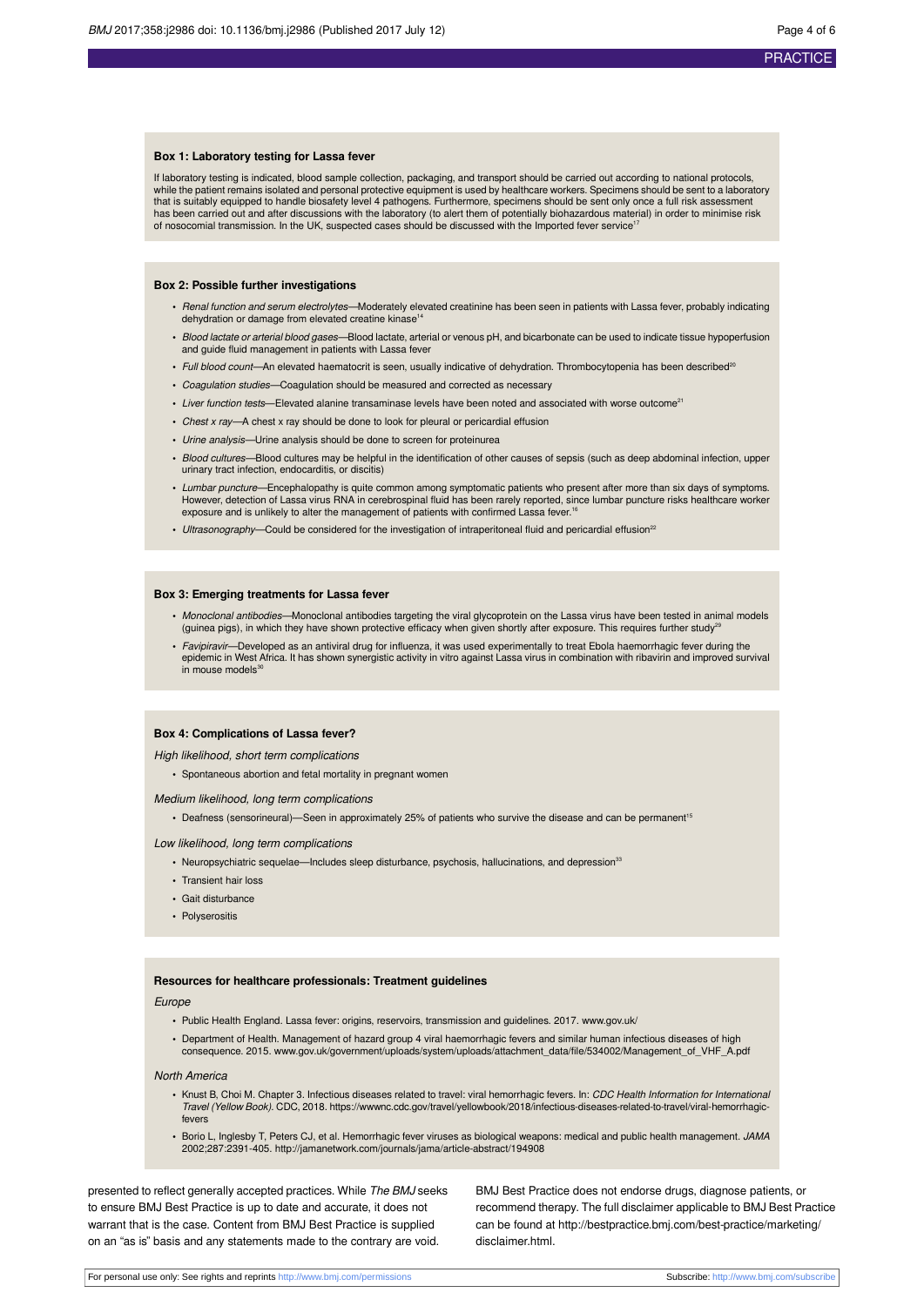**Box 1: Laboratory testing for Lassa fever**

If laboratory testing is indicated, blood sample collection, packaging, and transport should be carried out according to national protocols, while the patient remains isolated and personal protective equipment is used by healthcare workers. Specimens should be sent to a laboratory that is suitably equipped to handle biosafety level 4 pathogens. Furthermore, specimens should be sent only once a full risk assessment has been carried out and after discussions with the laboratory (to alert them of potentially biohazardous material) in order to minimise risk of nosocomial transmission. In the UK, suspected cases should be discussed with the Imported fever service[17]

**Box 2: Possible further investigations**

- *Renal function and serum electrolytes*—Moderately elevated creatinine has been seen in patients with Lassa fever, probably indicating dehydration or damage from elevated creatine kinase[14]
- *Blood lactate or arterial blood gases*—Blood lactate, arterial or venous pH, and bicarbonate can be used to indicate tissue hypoperfusion and guide fluid management in patients with Lassa fever
- *Full blood count*—An elevated haematocrit is seen, usually indicative of dehydration. Thrombocytopenia has been described[20]
- *Coagulation studies*—Coagulation should be measured and corrected as necessary
- *Liver function tests*—Elevated alanine transaminase levels have been noted and associated with worse outcome[21]
- *Chest x ray*—A chest x ray should be done to look for pleural or pericardial effusion
- *Urine analysis*—Urine analysis should be done to screen for proteinurea
- *Blood cultures*—Blood cultures may be helpful in the identification of other causes of sepsis (such as deep abdominal infection, upper urinary tract infection, endocarditis, or discitis)
- *Lumbar puncture*—Encephalopathy is quite common among symptomatic patients who present after more than six days of symptoms. However, detection of Lassa virus RNA in cerebrospinal fluid has been rarely reported, since lumbar puncture risks healthcare worker exposure and is unlikely to alter the management of patients with confirmed Lassa fever.[16]
- *Ultrasonography*—Could be considered for the investigation of intraperitoneal fluid and pericardial effusion[22]

**Box 3: Emerging treatments for Lassa fever**

- *Monoclonal antibodies*—Monoclonal antibodies targeting the viral glycoprotein on the Lassa virus have been tested in animal models (guinea pigs), in which they have shown protective efficacy when given shortly after exposure. This requires further study[29]
- *Favipiravir*—Developed as an antiviral drug for influenza, it was used experimentally to treat Ebola haemorrhagic fever during the epidemic in West Africa. It has shown synergistic activity in vitro against Lassa virus in combination with ribavirin and improved survival in mouse models[30]

**Box 4: Complications of Lassa fever?**

*High likelihood, short term complications*

- Spontaneous abortion and fetal mortality in pregnant women

*Medium likelihood, long term complications*

- Deafness (sensorineural)—Seen in approximately 25% of patients who survive the disease and can be permanent[15]

*Low likelihood, long term complications*

- Neuropsychiatric sequelae—Includes sleep disturbance, psychosis, hallucinations, and depression[33]
- Transient hair loss
- Gait disturbance
- Polyserositis

**Resources for healthcare professionals: Treatment guidelines**

*Europe*

- Public Health England. Lassa fever: origins, reservoirs, transmission and guidelines. 2017. www.gov.uk/
- Department of Health. Management of hazard group 4 viral haemorrhagic fevers and similar human infectious diseases of high consequence. 2015. www.gov.uk/government/uploads/system/uploads/attachment_data/file/534002/Management_of_VHF_A.pdf

*North America*

- Knust B, Choi M. Chapter 3. Infectious diseases related to travel: viral hemorrhagic fevers. In: *CDC Health Information for International Travel (Yellow Book)*. CDC, 2018. https://wwwnc.cdc.gov/travel/yellowbook/2018/infectious-diseases-related-to-travel/viral-hemorrhagic-fevers
- Borio L, Inglesby T, Peters CJ, et al. Hemorrhagic fever viruses as biological weapons: medical and public health management. *JAMA* 2002;287:2391-405. http://jamanetwork.com/journals/jama/article-abstract/194908

presented to reflect generally accepted practices. While *The BMJ* seeks to ensure BMJ Best Practice is up to date and accurate, it does not warrant that is the case. Content from BMJ Best Practice is supplied on an "as is" basis and any statements made to the contrary are void. BMJ Best Practice does not endorse drugs, diagnose patients, or recommend therapy. The full disclaimer applicable to BMJ Best Practice can be found at http://bestpractice.bmj.com/best-practice/marketing/disclaimer.html.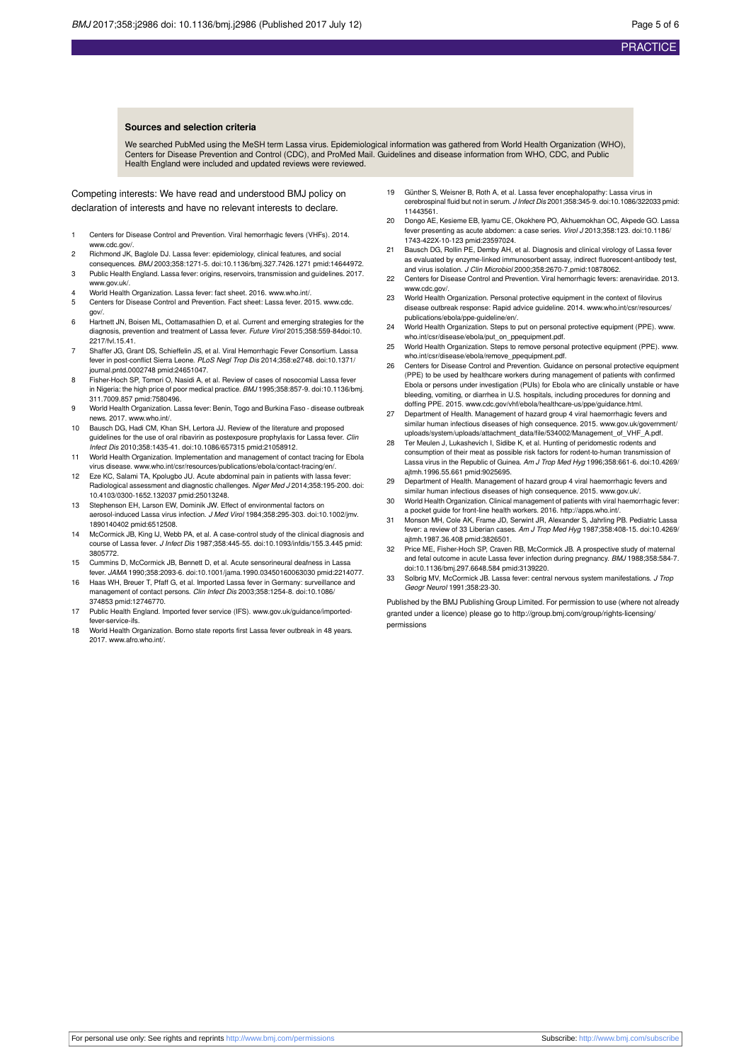### Sources and selection criteria

We searched PubMed using the MeSH term Lassa virus. Epidemiological information was gathered from World Health Organization (WHO), Centers for Disease Prevention and Control (CDC), and ProMed Mail. Guidelines and disease information from WHO, CDC, and Public Health England were included and updated reviews were reviewed.

Competing interests: We have read and understood BMJ policy on declaration of interests and have no relevant interests to declare.

1. Centers for Disease Control and Prevention. Viral hemorrhagic fevers (VHFs). 2014. www.cdc.gov/.
2. Richmond JK, Baglole DJ. Lassa fever: epidemiology, clinical features, and social consequences. *BMJ* 2003;358:1271-5. doi:10.1136/bmj.327.7426.1271 pmid:14644972.
3. Public Health England. Lassa fever: origins, reservoirs, transmission and guidelines. 2017. www.gov.uk/.
4. World Health Organization. Lassa fever: fact sheet. 2016. www.who.int/.
5. Centers for Disease Control and Prevention. Fact sheet: Lassa fever. 2015. www.cdc.gov/.
6. Hartnett JN, Boisen ML, Oottamasathien D, et al. Current and emerging strategies for the diagnosis, prevention and treatment of Lassa fever. *Future Virol* 2015;358:559-84doi:10.2217/fvl.15.41.
7. Shaffer JG, Grant DS, Schieffelin JS, et al. Viral Hemorrhagic Fever Consortium. Lassa fever in post-conflict Sierra Leone. *PLoS Negl Trop Dis* 2014;358:e2748. doi:10.1371/journal.pntd.0002748 pmid:24651047.
8. Fisher-Hoch SP, Tomori O, Nasidi A, et al. Review of cases of nosocomial Lassa fever in Nigeria: the high price of poor medical practice. *BMJ* 1995;358:857-9. doi:10.1136/bmj.311.7009.857 pmid:7580496.
9. World Health Organization. Lassa fever: Benin, Togo and Burkina Faso - disease outbreak news. 2017. www.who.int/.
10. Bausch DG, Hadi CM, Khan SH, Lertora JJ. Review of the literature and proposed guidelines for the use of oral ribavirin as postexposure prophylaxis for Lassa fever. *Clin Infect Dis* 2010;358:1435-41. doi:10.1086/657315 pmid:21058912.
11. World Health Organization. Implementation and management of contact tracing for Ebola virus disease. www.who.int/csr/resources/publications/ebola/contact-tracing/en/.
12. Eze KC, Salami TA, Kpolugbo JU. Acute abdominal pain in patients with lassa fever: Radiological assessment and diagnostic challenges. *Niger Med J* 2014;358:195-200. doi:10.4103/0300-1652.132037 pmid:25013248.
13. Stephenson EH, Larson EW, Dominik JW. Effect of environmental factors on aerosol-induced Lassa virus infection. *J Med Virol* 1984;358:295-303. doi:10.1002/jmv.1890140402 pmid:6512508.
14. McCormick JB, King IJ, Webb PA, et al. A case-control study of the clinical diagnosis and course of Lassa fever. *J Infect Dis* 1987;358:445-55. doi:10.1093/infdis/155.3.445 pmid:3805772.
15. Cummins D, McCormick JB, Bennett D, et al. Acute sensorineural deafness in Lassa fever. *JAMA* 1990;358:2093-6. doi:10.1001/jama.1990.03450160063030 pmid:2214077.
16. Haas WH, Breuer T, Pfaff G, et al. Imported Lassa fever in Germany: surveillance and management of contact persons. *Clin Infect Dis* 2003;358:1254-8. doi:10.1086/374853 pmid:12746770.
17. Public Health England. Imported fever service (IFS). www.gov.uk/guidance/imported-fever-service-ifs.
18. World Health Organization. Borno state reports first Lassa fever outbreak in 48 years. 2017. www.afro.who.int/.
19. Günther S, Weisner B, Roth A, et al. Lassa fever encephalopathy: Lassa virus in cerebrospinal fluid but not in serum. *J Infect Dis* 2001;358:345-9. doi:10.1086/322033 pmid:11443561.
20. Dongo AE, Kesieme EB, Iyamu CE, Okokhere PO, Akhuemokhan OC, Akpede GO. Lassa fever presenting as acute abdomen: a case series. *Virol J* 2013;358:123. doi:10.1186/1743-422X-10-123 pmid:23597024.
21. Bausch DG, Rollin PE, Demby AH, et al. Diagnosis and clinical virology of Lassa fever as evaluated by enzyme-linked immunosorbent assay, indirect fluorescent-antibody test, and virus isolation. *J Clin Microbiol* 2000;358:2670-7.pmid:10878062.
22. Centers for Disease Control and Prevention. Viral hemorrhagic fevers: arenaviridae. 2013. www.cdc.gov/.
23. World Health Organization. Personal protective equipment in the context of filovirus disease outbreak response: Rapid advice guideline. 2014. www.who.int/csr/resources/publications/ebola/ppe-guideline/en/.
24. World Health Organization. Steps to put on personal protective equipment (PPE). www.who.int/csr/disease/ebola/put_on_ppequipment.pdf.
25. World Health Organization. Steps to remove personal protective equipment (PPE). www.who.int/csr/disease/ebola/remove_ppequipment.pdf.
26. Centers for Disease Control and Prevention. Guidance on personal protective equipment (PPE) to be used by healthcare workers during management of patients with confirmed Ebola or persons under investigation (PUIs) for Ebola who are clinically unstable or have bleeding, vomiting, or diarrhea in U.S. hospitals, including procedures for donning and doffing PPE. 2015. www.cdc.gov/vhf/ebola/healthcare-us/ppe/guidance.html.
27. Department of Health. Management of hazard group 4 viral haemorrhagic fevers and similar human infectious diseases of high consequence. 2015. www.gov.uk/government/uploads/system/uploads/attachment_data/file/534002/Management_of_VHF_A.pdf.
28. Ter Meulen J, Lukashevich I, Sidibe K, et al. Hunting of peridomestic rodents and consumption of their meat as possible risk factors for rodent-to-human transmission of Lassa virus in the Republic of Guinea. *Am J Trop Med Hyg* 1996;358:661-6. doi:10.4269/ajtmh.1996.55.661 pmid:9025695.
29. Department of Health. Management of hazard group 4 viral haemorrhagic fevers and similar human infectious diseases of high consequence. 2015. www.gov.uk/.
30. World Health Organization. Clinical management of patients with viral haemorrhagic fever: a pocket guide for front-line health workers. 2016. http://apps.who.int/.
31. Monson MH, Cole AK, Frame JD, Serwint JR, Alexander S, Jahrling PB. Pediatric Lassa fever: a review of 33 Liberian cases. *Am J Trop Med Hyg* 1987;358:408-15. doi:10.4269/ajtmh.1987.36.408 pmid:3826501.
32. Price ME, Fisher-Hoch SP, Craven RB, McCormick JB. A prospective study of maternal and fetal outcome in acute Lassa fever infection during pregnancy. *BMJ* 1988;358:584-7. doi:10.1136/bmj.297.6648.584 pmid:3139220.
33. Solbrig MV, McCormick JB. Lassa fever: central nervous system manifestations. *J Trop Geogr Neurol* 1991;358:23-30.

Published by the BMJ Publishing Group Limited. For permission to use (where not already granted under a licence) please go to http://group.bmj.com/group/rights-licensing/permissions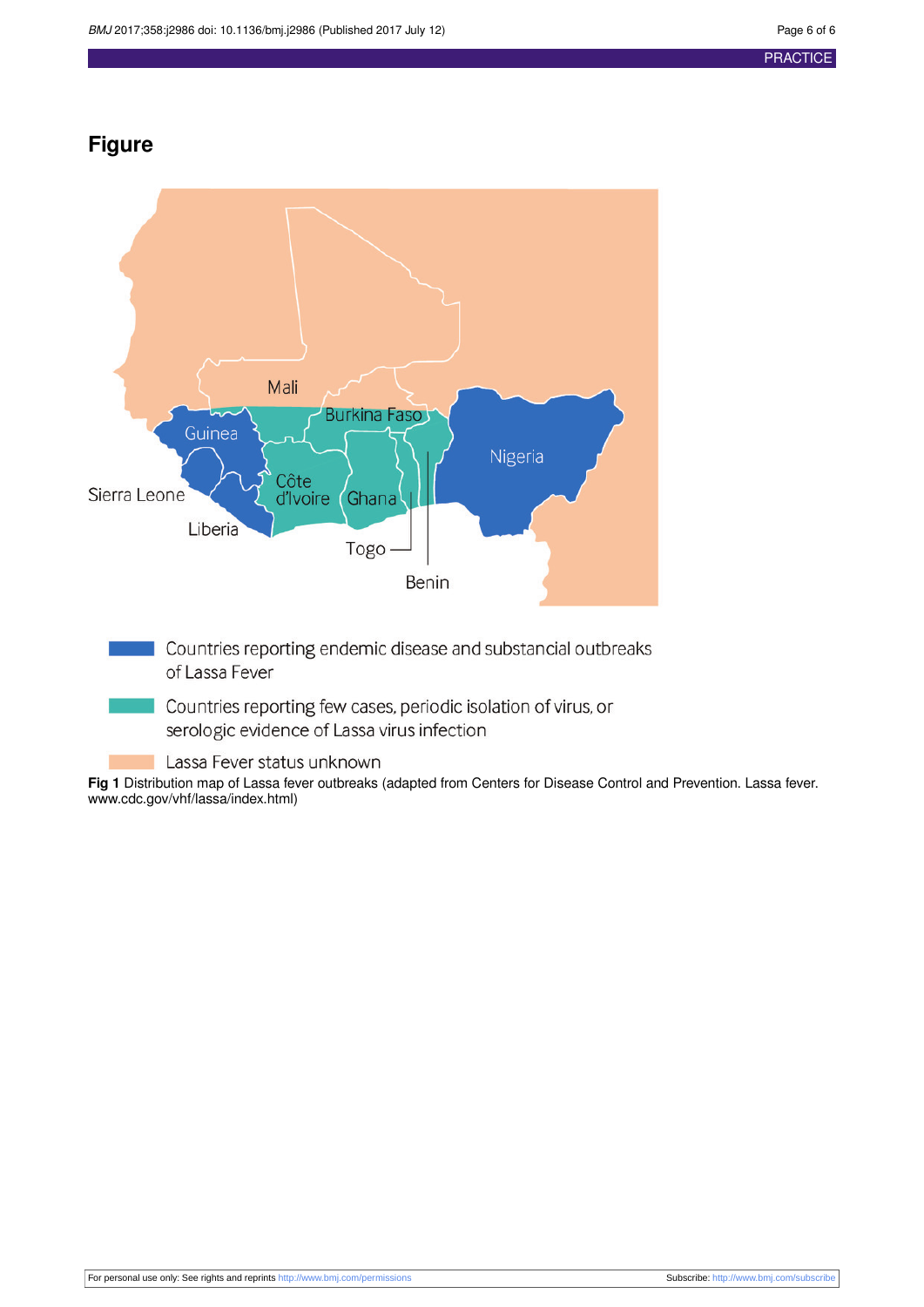## Figure

Mali

Burkina Faso

Guinea

Nigeria

Côte d'Ivoire

Ghana

Sierra Leone

Liberia

Togo

Benin

Countries reporting endemic disease and substancial outbreaks of Lassa Fever

Countries reporting few cases, periodic isolation of virus, or serologic evidence of Lassa virus infection

Lassa Fever status unknown

**Fig 1** Distribution map of Lassa fever outbreaks (adapted from Centers for Disease Control and Prevention. Lassa fever. www.cdc.gov/vhf/lassa/index.html)